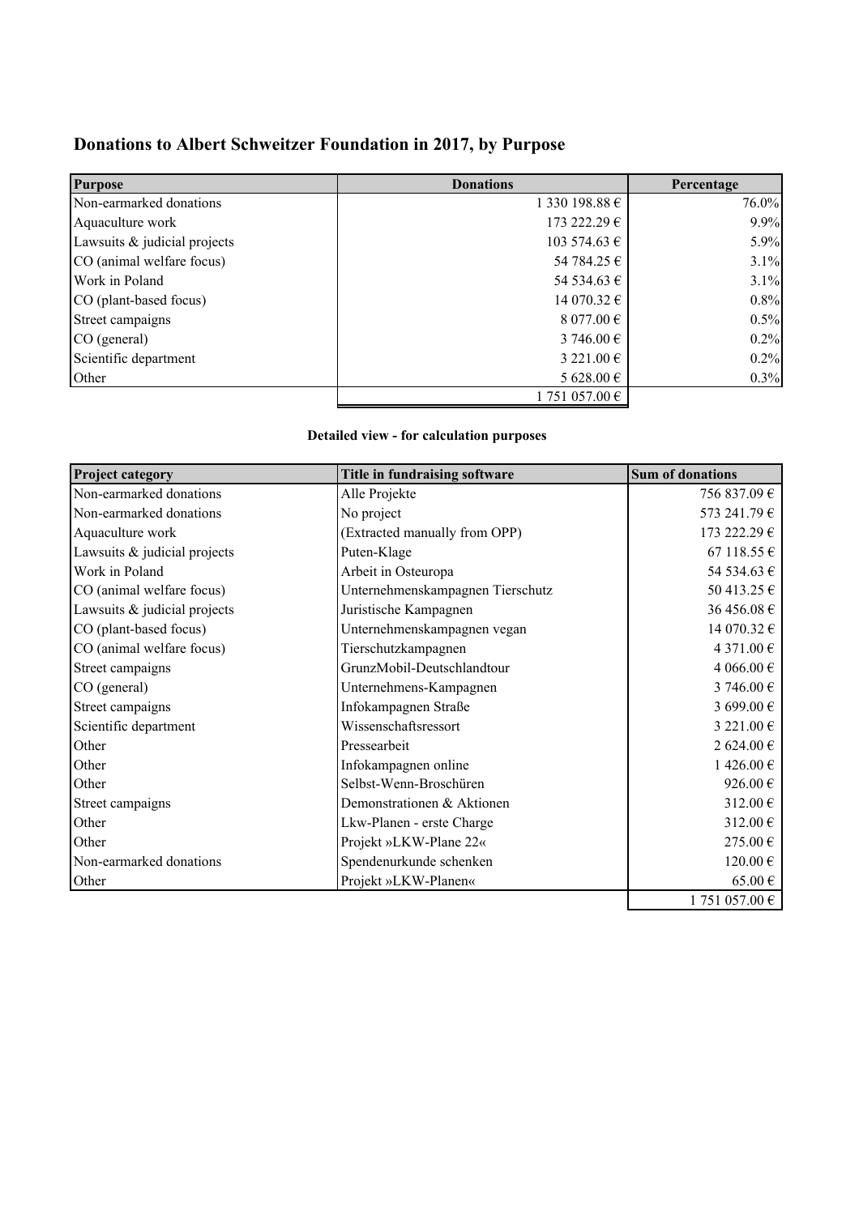## Donations to Albert Schweitzer Foundation in 2017, by Purpose

| Purpose | Donations | Percentage |
|---|---|---|
| Non-earmarked donations | 1 330 198.88 € | 76.0% |
| Aquaculture work | 173 222.29 € | 9.9% |
| Lawsuits & judicial projects | 103 574.63 € | 5.9% |
| CO (animal welfare focus) | 54 784.25 € | 3.1% |
| Work in Poland | 54 534.63 € | 3.1% |
| CO (plant-based focus) | 14 070.32 € | 0.8% |
| Street campaigns | 8 077.00 € | 0.5% |
| CO (general) | 3 746.00 € | 0.2% |
| Scientific department | 3 221.00 € | 0.2% |
| Other | 5 628.00 € | 0.3% |
| | 1 751 057.00 € | |

**Detailed view - for calculation purposes**

| Project category | Title in fundraising software | Sum of donations |
|---|---|---|
| Non-earmarked donations | Alle Projekte | 756 837.09 € |
| Non-earmarked donations | No project | 573 241.79 € |
| Aquaculture work | (Extracted manually from OPP) | 173 222.29 € |
| Lawsuits & judicial projects | Puten-Klage | 67 118.55 € |
| Work in Poland | Arbeit in Osteuropa | 54 534.63 € |
| CO (animal welfare focus) | Unternehmenskampagnen Tierschutz | 50 413.25 € |
| Lawsuits & judicial projects | Juristische Kampagnen | 36 456.08 € |
| CO (plant-based focus) | Unternehmenskampagnen vegan | 14 070.32 € |
| CO (animal welfare focus) | Tierschutzkampagnen | 4 371.00 € |
| Street campaigns | GrunzMobil-Deutschlandtour | 4 066.00 € |
| CO (general) | Unternehmens-Kampagnen | 3 746.00 € |
| Street campaigns | Infokampagnen Straße | 3 699.00 € |
| Scientific department | Wissenschaftsressort | 3 221.00 € |
| Other | Pressearbeit | 2 624.00 € |
| Other | Infokampagnen online | 1 426.00 € |
| Other | Selbst-Wenn-Broschüren | 926.00 € |
| Street campaigns | Demonstrationen & Aktionen | 312.00 € |
| Other | Lkw-Planen - erste Charge | 312.00 € |
| Other | Projekt »LKW-Plane 22« | 275.00 € |
| Non-earmarked donations | Spendenurkunde schenken | 120.00 € |
| Other | Projekt »LKW-Planen« | 65.00 € |
| | | 1 751 057.00 € |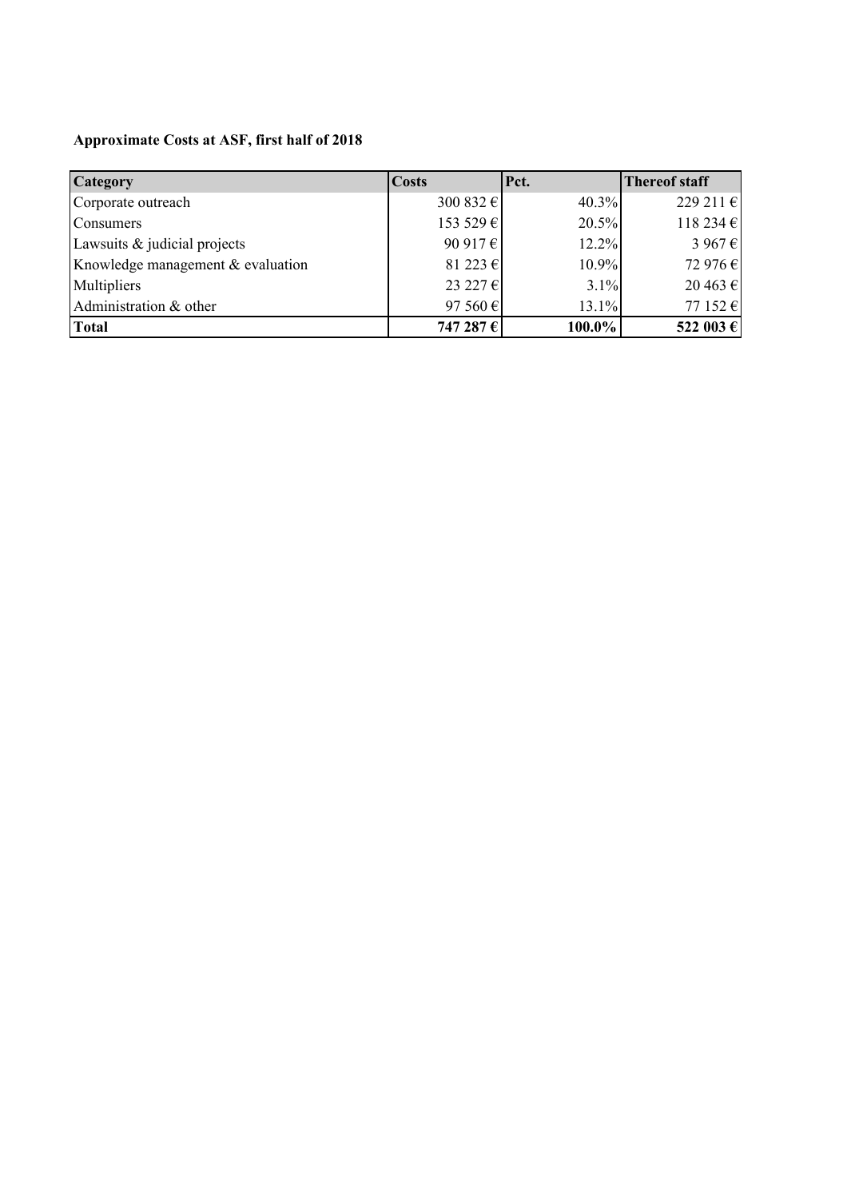**Approximate Costs at ASF, first half of 2018**

| Category | Costs | Pct. | Thereof staff |
|---|---|---|---|
| Corporate outreach | 300 832 € | 40.3% | 229 211 € |
| Consumers | 153 529 € | 20.5% | 118 234 € |
| Lawsuits & judicial projects | 90 917 € | 12.2% | 3 967 € |
| Knowledge management & evaluation | 81 223 € | 10.9% | 72 976 € |
| Multipliers | 23 227 € | 3.1% | 20 463 € |
| Administration & other | 97 560 € | 13.1% | 77 152 € |
| **Total** | **747 287 €** | **100.0%** | **522 003 €** |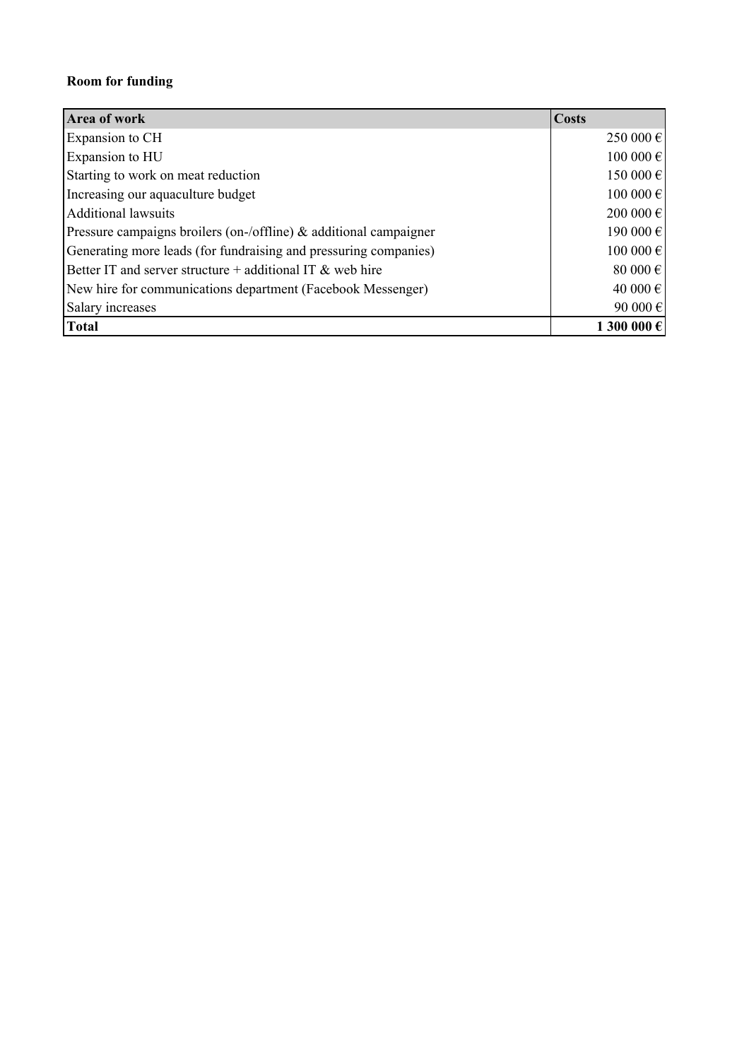**Room for funding**

| **Area of work** | **Costs** |
|---|---|
| Expansion to CH | 250 000 € |
| Expansion to HU | 100 000 € |
| Starting to work on meat reduction | 150 000 € |
| Increasing our aquaculture budget | 100 000 € |
| Additional lawsuits | 200 000 € |
| Pressure campaigns broilers (on-/offline) & additional campaigner | 190 000 € |
| Generating more leads (for fundraising and pressuring companies) | 100 000 € |
| Better IT and server structure + additional IT & web hire | 80 000 € |
| New hire for communications department (Facebook Messenger) | 40 000 € |
| Salary increases | 90 000 € |
| **Total** | **1 300 000 €** |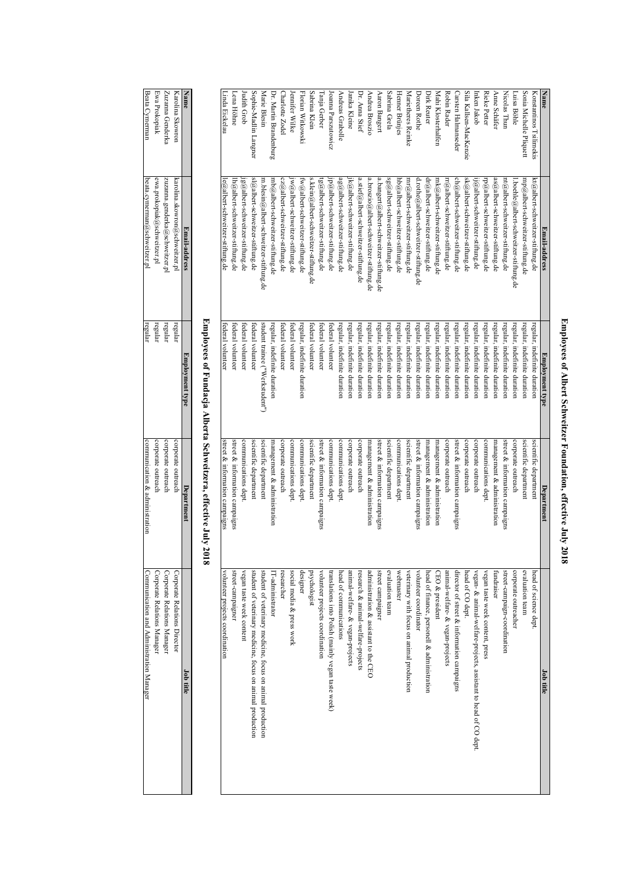# Employees of Albert Schweitzer Foundation, effective July 2018

| Name | Email-address | Employment type | Department | Job title |
|---|---|---|---|---|
| Konstantinos Tsilimekis | kt@albert-schweitzer-stiftung.de | regular, indefinite duration | scientific department | head of science dept. |
| Sonia Michelle Piquett | mp@albert-schweitzer-stiftung.de | regular, indefinite duration | scientific department | evaluation team |
| Luisa Böhle | l.boehle@albert-schweitzer-stiftung.de | regular, indefinite duration | corporate outreach | corporate outreacher |
| Nicolas Thun | nt@albert-schweitzer-stiftung.de | regular, indefinite duration | street & information campaigns | street-campaign-coordination |
| Anne Schäfer | as@albert-schweitzer-stiftung.de | regular, indefinite duration | management & administration | fundraiser |
| Rieke Petter | rp@albert-schweitzer-stiftung.de | regular, indefinite duration | communications dept. | vegan taste week content, press |
| Inken Jakob | ij@albert-schweitzer-stiftung.de | regular, indefinite duration | corporate outreach | vegan- & animal-welfare-projects, assistant to head of CO dept. |
| Sila Kalksen-MacKenzie | sk@albert-schweitzer-stiftung.de | regular, indefinite duration | corporate outreach | head of CO dept. |
| Carsten Halmanseder | ch@albert-schweitzer-stiftung.de | regular, indefinite duration | street & information campaigns | director of street & information campaigns |
| Robin Rader | rr@albert-schweitzer-stiftung.de | regular, indefinite duration | corporate outreach | animal-welfare- & vegan-projects |
| Mahi Klosterhalfen | mk@albert-schweitzer-stiftung.de | regular, indefinite duration | management & administration | CEO & president |
| Dirk Reuter | dr@albert-schweitzer-stiftung.de | regular, indefinite duration | management & administration | head of finance, personell & administration |
| Doreen Rothe | d.rothe@albert-schweitzer-stiftung.de | regular, indefinite duration | street & information campaigns | volunteer coordinator |
| Maretheres Reinke | mr@albert-schweitzer-stiftung.de | regular, indefinite duration | scientific department | veterinary with focus on animal production |
| Hemmer Brünjes | hb@albert-schweitzer-stiftung.de | regular, indefinite duration | communications dept. | webmaster |
| Sabrina Grela | sg@albert-schweitzer-stiftung.de | regular, indefinite duration | scientific department | evaluation team |
| Aaron Bangert | a.bangert@albert-schweitzer-stiftung.de | regular, indefinite duration | street & information campaigns | street campaigner |
| Andrea Broszio | a.broszio@albert-schweitzer-stiftung.de | regular, indefinite duration | management & administration | administration & assistant to the CEO |
| Dr. Anna Stief | a.stief@albert-schweitzer-stiftung.de | regular, indefinite duration | corporate outreach | research & animal-welfare-projects |
| Janka Kleine | jk@albert-schweitzer-stiftung.de | regular, indefinite duration | corporate outreach | animal-welfare- & vegan-projects |
| Andreas Grabolle | ag@albert-schweitzer-stiftung.de | regular, indefinite duration | communications dept. | head of communications |
| Joanna Parszutowicz | jp@albert-schweitzer-stiftung.de | federal volunteer | communications dept. | translations into Polish (mainly vegan taste week) |
| Tanja Gerber | tg@albert-schweitzer-stiftung.de | federal volunteer | street & information campaigns | volunteer projects coordination |
| Sabrina Klein | s.klein@albert-schweitzer-stiftung.de | federal volunteer | scientific department | psychologist |
| Florian Witkowski | fw@albert-schweitzer-stiftung.de | regular, indefinite duration | communications dept. | designer |
| Jennifer Wilke | jw@albert-schweitzer-stiftung.de | federal volunteer | communications dept. | social media & press work |
| Charlotte Zedel | cz@albert-schweitzer-stiftung.de | federal volunteer | corporate outreach | researcher |
| Dr. Martin Brandenburg | mb@albert-schweitzer-stiftung.de | regular, indefinite duration | management & administration | IT-administrator |
| Marie Blesin | m.blesin@albert-schweitzer-stiftung.de | student trainee ("Werkstudent") | scientific department | student of veterinary medicine, focus on animal production |
| Sophie-Madlin Langner | sl@albert-schweitzer-stiftung.de | federal volunteer | scientific department | student of veterinary medicine, focus on animal production |
| Judith Grob | jg@albert-schweitzer-stiftung.de | federal volunteer | communications dept. | vegan taste week content |
| Lena Höhne | lh@albert-schweitzer-stiftung.de | federal volunteer | street & information campaigns | street-campaigner |
| Linda Eickelau | le@albert-schweitzer-stiftung.de | federal volunteer | street & information campaigns | volunteer projects coordination |

# Employees of Fundacja Alberta Schweitzera, effective July 2018

| Name | Email-address | Employment type | Department | Job title |
|---|---|---|---|---|
| Karolina Skowron | karolina.skowron@schweitzer.pl | regular | corporate outreach | Corporate Relations Director |
| Zuzanna Genderka | zuzanna.genderka@schweitzer.pl | regular | corporate outreach | Corporate Relations Manager |
| Ewa Prokopiak | ewa.prokopiak@schweitzer.pl | regular | corporate outreach | Corporate Relations Manager |
| Beata Cymerman | beata.cymerman@schweitzer.pl | regular | communication & administration | Communication and Administration Manager |